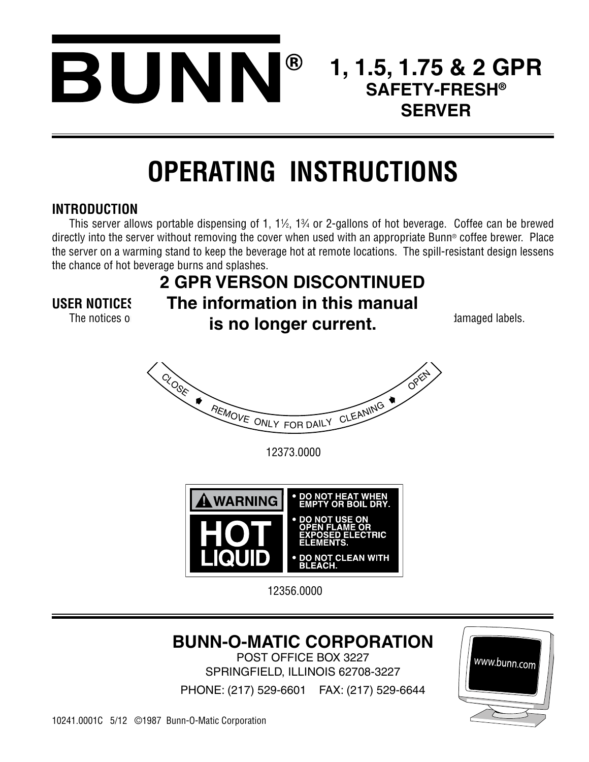# BUNN®

## 1, 1.5, 1.75 & 2 GPR SAFETY-FRESH® SERVER

# OPERATING INSTRUCTIONS

### INTRODUCTION

This server allows portable dispensing of 1, 1½, 1¾ or 2-gallons of hot beverage. Coffee can be brewed directly into the server without removing the cover when used with an appropriate Bunn® coffee brewer. Place the server on a warming stand to keep the beverage hot at remote locations. The spill-resistant design lessens the chance of hot beverage burns and splashes.

**2 GPR VERSON DISCONTINUED**
**The information in this manual is no longer current.**

### USER NOTICES

The notices o ... damaged labels.

CLOSE ◆ REMOVE ONLY FOR DAILY CLEANING ◆ OPEN

12373.0000

⚠ WARNING
HOT LIQUID

- DO NOT HEAT WHEN EMPTY OR BOIL DRY.
- DO NOT USE ON OPEN FLAME OR EXPOSED ELECTRIC ELEMENTS.
- DO NOT CLEAN WITH BLEACH.

12356.0000

**BUNN-O-MATIC CORPORATION**
POST OFFICE BOX 3227
SPRINGFIELD, ILLINOIS 62708-3227
PHONE: (217) 529-6601 FAX: (217) 529-6644

www.bunn.com

10241.0001C 5/12 ©1987 Bunn-O-Matic Corporation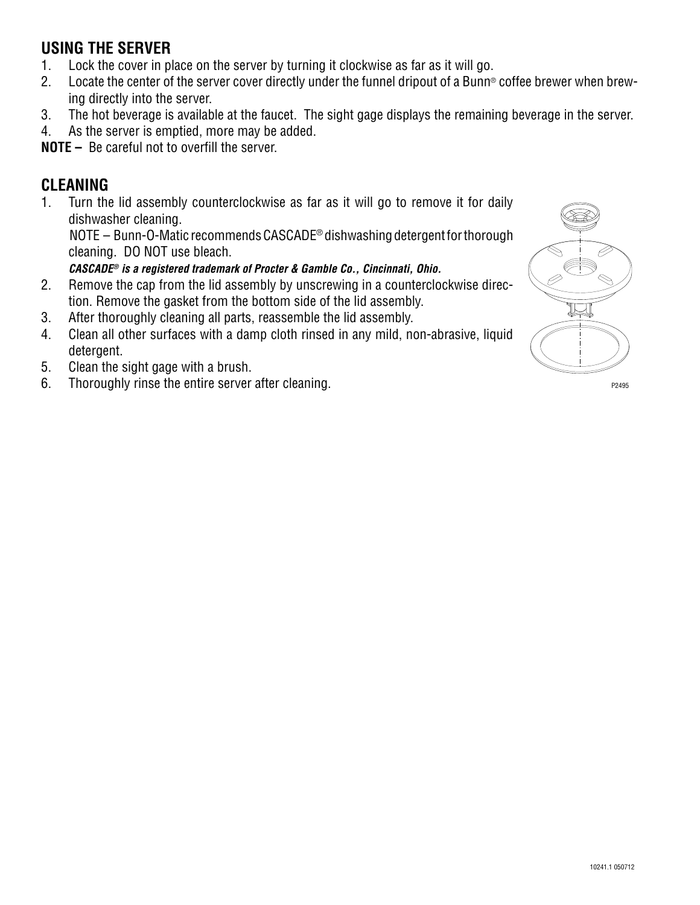## USING THE SERVER

1. Lock the cover in place on the server by turning it clockwise as far as it will go.
2. Locate the center of the server cover directly under the funnel dripout of a Bunn® coffee brewer when brewing directly into the server.
3. The hot beverage is available at the faucet. The sight gage displays the remaining beverage in the server.
4. As the server is emptied, more may be added.

**NOTE –** Be careful not to overfill the server.

## CLEANING

1. Turn the lid assembly counterclockwise as far as it will go to remove it for daily dishwasher cleaning.
   NOTE – Bunn-O-Matic recommends CASCADE® dishwashing detergent for thorough cleaning. DO NOT use bleach.
   ***CASCADE® is a registered trademark of Procter & Gamble Co., Cincinnati, Ohio.***
2. Remove the cap from the lid assembly by unscrewing in a counterclockwise direction. Remove the gasket from the bottom side of the lid assembly.
3. After thoroughly cleaning all parts, reassemble the lid assembly.
4. Clean all other surfaces with a damp cloth rinsed in any mild, non-abrasive, liquid detergent.
5. Clean the sight gage with a brush.
6. Thoroughly rinse the entire server after cleaning.

P2495

10241.1 050712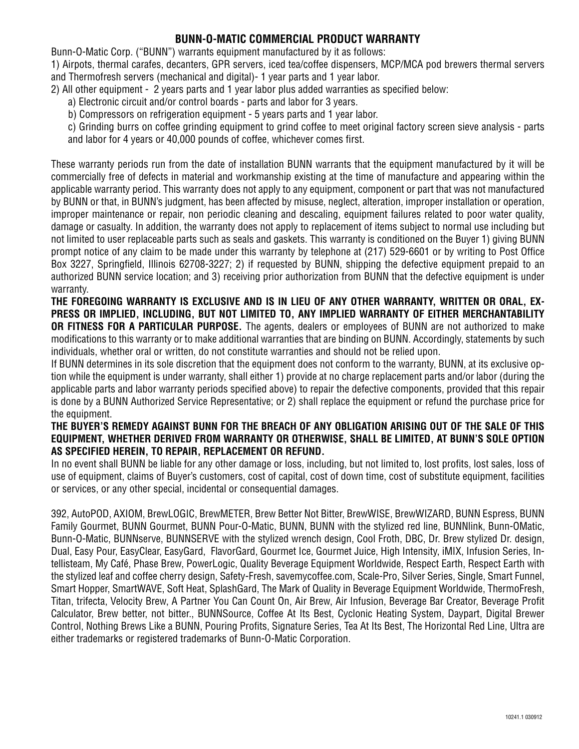# BUNN-O-MATIC COMMERCIAL PRODUCT WARRANTY

Bunn-O-Matic Corp. ("BUNN") warrants equipment manufactured by it as follows:

1) Airpots, thermal carafes, decanters, GPR servers, iced tea/coffee dispensers, MCP/MCA pod brewers thermal servers and Thermofresh servers (mechanical and digital)- 1 year parts and 1 year labor.

2) All other equipment - 2 years parts and 1 year labor plus added warranties as specified below:

   a) Electronic circuit and/or control boards - parts and labor for 3 years.

   b) Compressors on refrigeration equipment - 5 years parts and 1 year labor.

   c) Grinding burrs on coffee grinding equipment to grind coffee to meet original factory screen sieve analysis - parts and labor for 4 years or 40,000 pounds of coffee, whichever comes first.

These warranty periods run from the date of installation BUNN warrants that the equipment manufactured by it will be commercially free of defects in material and workmanship existing at the time of manufacture and appearing within the applicable warranty period. This warranty does not apply to any equipment, component or part that was not manufactured by BUNN or that, in BUNN's judgment, has been affected by misuse, neglect, alteration, improper installation or operation, improper maintenance or repair, non periodic cleaning and descaling, equipment failures related to poor water quality, damage or casualty. In addition, the warranty does not apply to replacement of items subject to normal use including but not limited to user replaceable parts such as seals and gaskets. This warranty is conditioned on the Buyer 1) giving BUNN prompt notice of any claim to be made under this warranty by telephone at (217) 529-6601 or by writing to Post Office Box 3227, Springfield, Illinois 62708-3227; 2) if requested by BUNN, shipping the defective equipment prepaid to an authorized BUNN service location; and 3) receiving prior authorization from BUNN that the defective equipment is under warranty.

**THE FOREGOING WARRANTY IS EXCLUSIVE AND IS IN LIEU OF ANY OTHER WARRANTY, WRITTEN OR ORAL, EXPRESS OR IMPLIED, INCLUDING, BUT NOT LIMITED TO, ANY IMPLIED WARRANTY OF EITHER MERCHANTABILITY OR FITNESS FOR A PARTICULAR PURPOSE.** The agents, dealers or employees of BUNN are not authorized to make modifications to this warranty or to make additional warranties that are binding on BUNN. Accordingly, statements by such individuals, whether oral or written, do not constitute warranties and should not be relied upon.

If BUNN determines in its sole discretion that the equipment does not conform to the warranty, BUNN, at its exclusive option while the equipment is under warranty, shall either 1) provide at no charge replacement parts and/or labor (during the applicable parts and labor warranty periods specified above) to repair the defective components, provided that this repair is done by a BUNN Authorized Service Representative; or 2) shall replace the equipment or refund the purchase price for the equipment.

**THE BUYER'S REMEDY AGAINST BUNN FOR THE BREACH OF ANY OBLIGATION ARISING OUT OF THE SALE OF THIS EQUIPMENT, WHETHER DERIVED FROM WARRANTY OR OTHERWISE, SHALL BE LIMITED, AT BUNN'S SOLE OPTION AS SPECIFIED HEREIN, TO REPAIR, REPLACEMENT OR REFUND.**

In no event shall BUNN be liable for any other damage or loss, including, but not limited to, lost profits, lost sales, loss of use of equipment, claims of Buyer's customers, cost of capital, cost of down time, cost of substitute equipment, facilities or services, or any other special, incidental or consequential damages.

392, AutoPOD, AXIOM, BrewLOGIC, BrewMETER, Brew Better Not Bitter, BrewWISE, BrewWIZARD, BUNN Espress, BUNN Family Gourmet, BUNN Gourmet, BUNN Pour-O-Matic, BUNN, BUNN with the stylized red line, BUNNlink, Bunn-OMatic, Bunn-O-Matic, BUNNserve, BUNNSERVE with the stylized wrench design, Cool Froth, DBC, Dr. Brew stylized Dr. design, Dual, Easy Pour, EasyClear, EasyGard, FlavorGard, Gourmet Ice, Gourmet Juice, High Intensity, iMIX, Infusion Series, Intellisteam, My Café, Phase Brew, PowerLogic, Quality Beverage Equipment Worldwide, Respect Earth, Respect Earth with the stylized leaf and coffee cherry design, Safety-Fresh, savemycoffee.com, Scale-Pro, Silver Series, Single, Smart Funnel, Smart Hopper, SmartWAVE, Soft Heat, SplashGard, The Mark of Quality in Beverage Equipment Worldwide, ThermoFresh, Titan, trifecta, Velocity Brew, A Partner You Can Count On, Air Brew, Air Infusion, Beverage Bar Creator, Beverage Profit Calculator, Brew better, not bitter., BUNNSource, Coffee At Its Best, Cyclonic Heating System, Daypart, Digital Brewer Control, Nothing Brews Like a BUNN, Pouring Profits, Signature Series, Tea At Its Best, The Horizontal Red Line, Ultra are either trademarks or registered trademarks of Bunn-O-Matic Corporation.

10241.1 030912